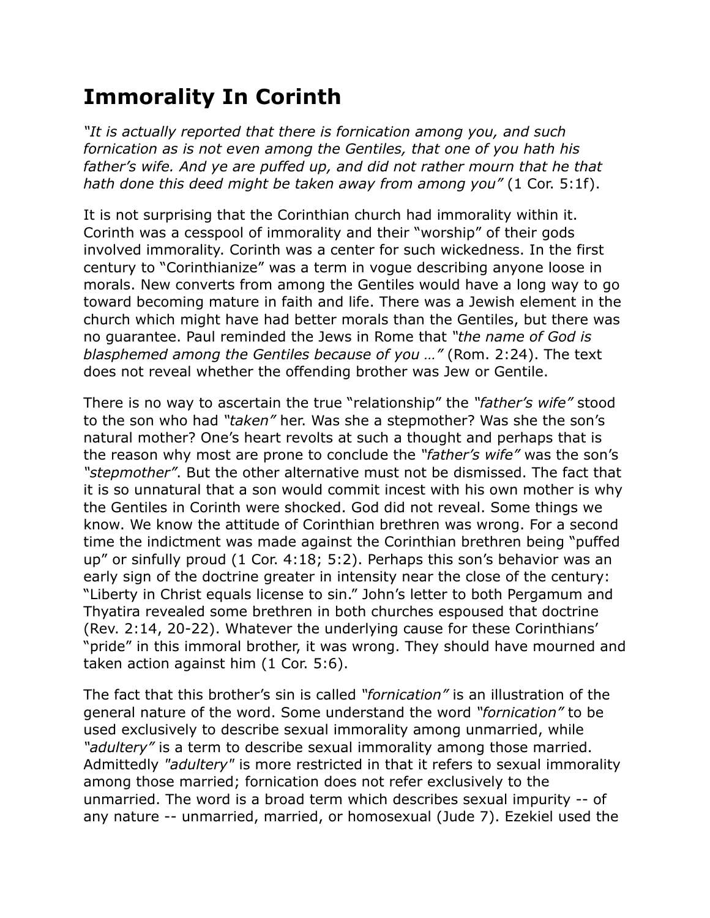# Immorality In Corinth

*"It is actually reported that there is fornication among you, and such fornication as is not even among the Gentiles, that one of you hath his father's wife. And ye are puffed up, and did not rather mourn that he that hath done this deed might be taken away from among you"* (1 Cor. 5:1f).

It is not surprising that the Corinthian church had immorality within it. Corinth was a cesspool of immorality and their "worship" of their gods involved immorality. Corinth was a center for such wickedness. In the first century to "Corinthianize" was a term in vogue describing anyone loose in morals. New converts from among the Gentiles would have a long way to go toward becoming mature in faith and life. There was a Jewish element in the church which might have had better morals than the Gentiles, but there was no guarantee. Paul reminded the Jews in Rome that *"the name of God is blasphemed among the Gentiles because of you …"* (Rom. 2:24). The text does not reveal whether the offending brother was Jew or Gentile.

There is no way to ascertain the true "relationship" the *"father's wife"* stood to the son who had *"taken"* her. Was she a stepmother? Was she the son's natural mother? One's heart revolts at such a thought and perhaps that is the reason why most are prone to conclude the *"father's wife"* was the son's *"stepmother"*. But the other alternative must not be dismissed. The fact that it is so unnatural that a son would commit incest with his own mother is why the Gentiles in Corinth were shocked. God did not reveal. Some things we know. We know the attitude of Corinthian brethren was wrong. For a second time the indictment was made against the Corinthian brethren being "puffed up" or sinfully proud (1 Cor. 4:18; 5:2). Perhaps this son's behavior was an early sign of the doctrine greater in intensity near the close of the century: "Liberty in Christ equals license to sin." John's letter to both Pergamum and Thyatira revealed some brethren in both churches espoused that doctrine (Rev. 2:14, 20-22). Whatever the underlying cause for these Corinthians' "pride" in this immoral brother, it was wrong. They should have mourned and taken action against him (1 Cor. 5:6).

The fact that this brother's sin is called *"fornication"* is an illustration of the general nature of the word. Some understand the word *"fornication"* to be used exclusively to describe sexual immorality among unmarried, while *"adultery"* is a term to describe sexual immorality among those married. Admittedly *"adultery"* is more restricted in that it refers to sexual immorality among those married; fornication does not refer exclusively to the unmarried. The word is a broad term which describes sexual impurity -- of any nature -- unmarried, married, or homosexual (Jude 7). Ezekiel used the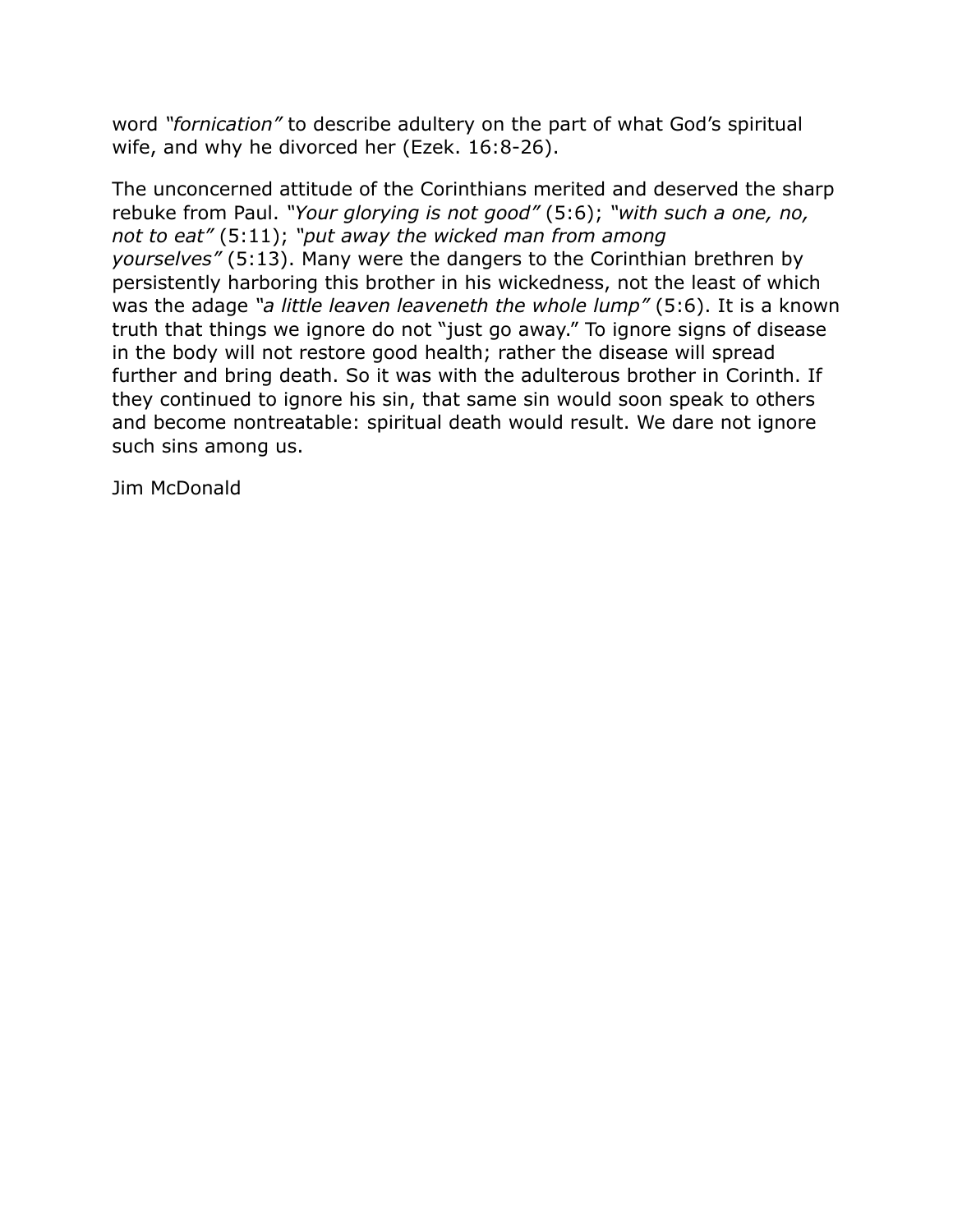word *"fornication"* to describe adultery on the part of what God's spiritual wife, and why he divorced her (Ezek. 16:8-26).

The unconcerned attitude of the Corinthians merited and deserved the sharp rebuke from Paul. *"Your glorying is not good"* (5:6); *"with such a one, no, not to eat"* (5:11); *"put away the wicked man from among yourselves"* (5:13). Many were the dangers to the Corinthian brethren by persistently harboring this brother in his wickedness, not the least of which was the adage *"a little leaven leaveneth the whole lump"* (5:6). It is a known truth that things we ignore do not "just go away." To ignore signs of disease in the body will not restore good health; rather the disease will spread further and bring death. So it was with the adulterous brother in Corinth. If they continued to ignore his sin, that same sin would soon speak to others and become nontreatable: spiritual death would result. We dare not ignore such sins among us.

Jim McDonald